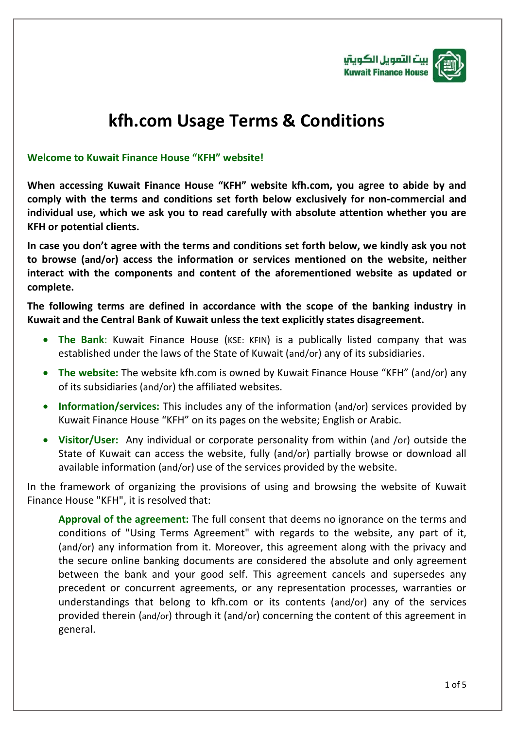# kfh.com Usage Terms & Conditions

**Welcome to Kuwait Finance House "KFH" website!**

**When accessing Kuwait Finance House "KFH" website kfh.com, you agree to abide by and comply with the terms and conditions set forth below exclusively for non-commercial and individual use, which we ask you to read carefully with absolute attention whether you are KFH or potential clients.**

**In case you don't agree with the terms and conditions set forth below, we kindly ask you not to browse (and/or) access the information or services mentioned on the website, neither interact with the components and content of the aforementioned website as updated or complete.**

**The following terms are defined in accordance with the scope of the banking industry in Kuwait and the Central Bank of Kuwait unless the text explicitly states disagreement.**

- **The Bank**: Kuwait Finance House (KSE: KFIN) is a publically listed company that was established under the laws of the State of Kuwait (and/or) any of its subsidiaries.
- **The website:** The website kfh.com is owned by Kuwait Finance House "KFH" (and/or) any of its subsidiaries (and/or) the affiliated websites.
- **Information/services:** This includes any of the information (and/or) services provided by Kuwait Finance House "KFH" on its pages on the website; English or Arabic.
- **Visitor/User:** Any individual or corporate personality from within (and /or) outside the State of Kuwait can access the website, fully (and/or) partially browse or download all available information (and/or) use of the services provided by the website.

In the framework of organizing the provisions of using and browsing the website of Kuwait Finance House "KFH", it is resolved that:

**Approval of the agreement:** The full consent that deems no ignorance on the terms and conditions of "Using Terms Agreement" with regards to the website, any part of it, (and/or) any information from it. Moreover, this agreement along with the privacy and the secure online banking documents are considered the absolute and only agreement between the bank and your good self. This agreement cancels and supersedes any precedent or concurrent agreements, or any representation processes, warranties or understandings that belong to kfh.com or its contents (and/or) any of the services provided therein (and/or) through it (and/or) concerning the content of this agreement in general.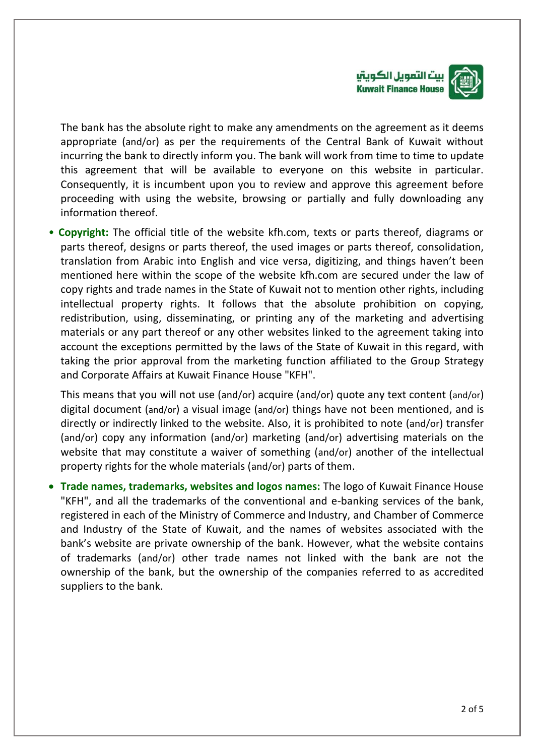The bank has the absolute right to make any amendments on the agreement as it deems appropriate (and/or) as per the requirements of the Central Bank of Kuwait without incurring the bank to directly inform you. The bank will work from time to time to update this agreement that will be available to everyone on this website in particular. Consequently, it is incumbent upon you to review and approve this agreement before proceeding with using the website, browsing or partially and fully downloading any information thereof.

- **Copyright:** The official title of the website kfh.com, texts or parts thereof, diagrams or parts thereof, designs or parts thereof, the used images or parts thereof, consolidation, translation from Arabic into English and vice versa, digitizing, and things haven't been mentioned here within the scope of the website kfh.com are secured under the law of copy rights and trade names in the State of Kuwait not to mention other rights, including intellectual property rights. It follows that the absolute prohibition on copying, redistribution, using, disseminating, or printing any of the marketing and advertising materials or any part thereof or any other websites linked to the agreement taking into account the exceptions permitted by the laws of the State of Kuwait in this regard, with taking the prior approval from the marketing function affiliated to the Group Strategy and Corporate Affairs at Kuwait Finance House "KFH".

  This means that you will not use (and/or) acquire (and/or) quote any text content (and/or) digital document (and/or) a visual image (and/or) things have not been mentioned, and is directly or indirectly linked to the website. Also, it is prohibited to note (and/or) transfer (and/or) copy any information (and/or) marketing (and/or) advertising materials on the website that may constitute a waiver of something (and/or) another of the intellectual property rights for the whole materials (and/or) parts of them.

- **Trade names, trademarks, websites and logos names:** The logo of Kuwait Finance House "KFH", and all the trademarks of the conventional and e-banking services of the bank, registered in each of the Ministry of Commerce and Industry, and Chamber of Commerce and Industry of the State of Kuwait, and the names of websites associated with the bank's website are private ownership of the bank. However, what the website contains of trademarks (and/or) other trade names not linked with the bank are not the ownership of the bank, but the ownership of the companies referred to as accredited suppliers to the bank.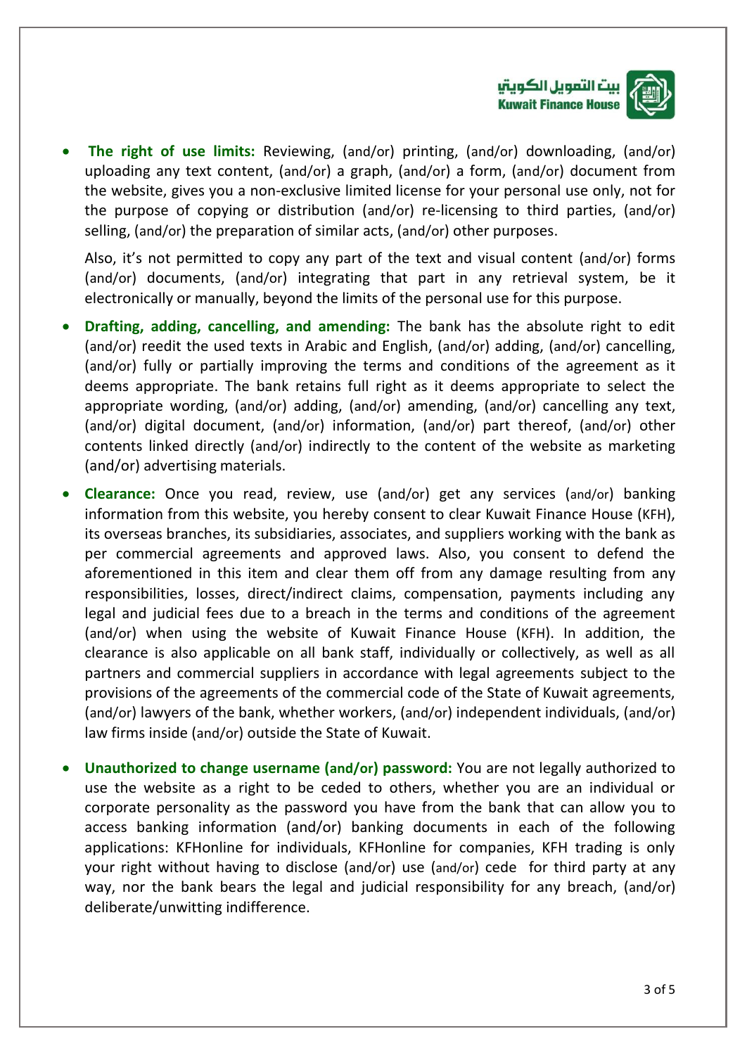- **The right of use limits:** Reviewing, (and/or) printing, (and/or) downloading, (and/or) uploading any text content, (and/or) a graph, (and/or) a form, (and/or) document from the website, gives you a non-exclusive limited license for your personal use only, not for the purpose of copying or distribution (and/or) re-licensing to third parties, (and/or) selling, (and/or) the preparation of similar acts, (and/or) other purposes.

  Also, it's not permitted to copy any part of the text and visual content (and/or) forms (and/or) documents, (and/or) integrating that part in any retrieval system, be it electronically or manually, beyond the limits of the personal use for this purpose.

- **Drafting, adding, cancelling, and amending:** The bank has the absolute right to edit (and/or) reedit the used texts in Arabic and English, (and/or) adding, (and/or) cancelling, (and/or) fully or partially improving the terms and conditions of the agreement as it deems appropriate. The bank retains full right as it deems appropriate to select the appropriate wording, (and/or) adding, (and/or) amending, (and/or) cancelling any text, (and/or) digital document, (and/or) information, (and/or) part thereof, (and/or) other contents linked directly (and/or) indirectly to the content of the website as marketing (and/or) advertising materials.

- **Clearance:** Once you read, review, use (and/or) get any services (and/or) banking information from this website, you hereby consent to clear Kuwait Finance House (KFH), its overseas branches, its subsidiaries, associates, and suppliers working with the bank as per commercial agreements and approved laws. Also, you consent to defend the aforementioned in this item and clear them off from any damage resulting from any responsibilities, losses, direct/indirect claims, compensation, payments including any legal and judicial fees due to a breach in the terms and conditions of the agreement (and/or) when using the website of Kuwait Finance House (KFH). In addition, the clearance is also applicable on all bank staff, individually or collectively, as well as all partners and commercial suppliers in accordance with legal agreements subject to the provisions of the agreements of the commercial code of the State of Kuwait agreements, (and/or) lawyers of the bank, whether workers, (and/or) independent individuals, (and/or) law firms inside (and/or) outside the State of Kuwait.

- **Unauthorized to change username (and/or) password:** You are not legally authorized to use the website as a right to be ceded to others, whether you are an individual or corporate personality as the password you have from the bank that can allow you to access banking information (and/or) banking documents in each of the following applications: KFHonline for individuals, KFHonline for companies, KFH trading is only your right without having to disclose (and/or) use (and/or) cede for third party at any way, nor the bank bears the legal and judicial responsibility for any breach, (and/or) deliberate/unwitting indifference.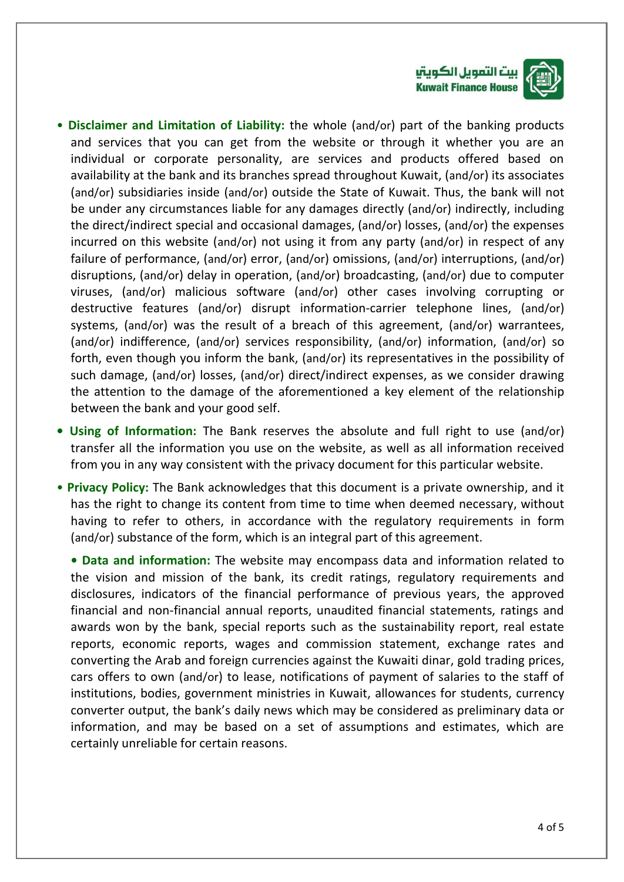- **Disclaimer and Limitation of Liability:** the whole (and/or) part of the banking products and services that you can get from the website or through it whether you are an individual or corporate personality, are services and products offered based on availability at the bank and its branches spread throughout Kuwait, (and/or) its associates (and/or) subsidiaries inside (and/or) outside the State of Kuwait. Thus, the bank will not be under any circumstances liable for any damages directly (and/or) indirectly, including the direct/indirect special and occasional damages, (and/or) losses, (and/or) the expenses incurred on this website (and/or) not using it from any party (and/or) in respect of any failure of performance, (and/or) error, (and/or) omissions, (and/or) interruptions, (and/or) disruptions, (and/or) delay in operation, (and/or) broadcasting, (and/or) due to computer viruses, (and/or) malicious software (and/or) other cases involving corrupting or destructive features (and/or) disrupt information-carrier telephone lines, (and/or) systems, (and/or) was the result of a breach of this agreement, (and/or) warrantees, (and/or) indifference, (and/or) services responsibility, (and/or) information, (and/or) so forth, even though you inform the bank, (and/or) its representatives in the possibility of such damage, (and/or) losses, (and/or) direct/indirect expenses, as we consider drawing the attention to the damage of the aforementioned a key element of the relationship between the bank and your good self.
- **Using of Information:** The Bank reserves the absolute and full right to use (and/or) transfer all the information you use on the website, as well as all information received from you in any way consistent with the privacy document for this particular website.
- **Privacy Policy:** The Bank acknowledges that this document is a private ownership, and it has the right to change its content from time to time when deemed necessary, without having to refer to others, in accordance with the regulatory requirements in form (and/or) substance of the form, which is an integral part of this agreement.
- **Data and information:** The website may encompass data and information related to the vision and mission of the bank, its credit ratings, regulatory requirements and disclosures, indicators of the financial performance of previous years, the approved financial and non-financial annual reports, unaudited financial statements, ratings and awards won by the bank, special reports such as the sustainability report, real estate reports, economic reports, wages and commission statement, exchange rates and converting the Arab and foreign currencies against the Kuwaiti dinar, gold trading prices, cars offers to own (and/or) to lease, notifications of payment of salaries to the staff of institutions, bodies, government ministries in Kuwait, allowances for students, currency converter output, the bank's daily news which may be considered as preliminary data or information, and may be based on a set of assumptions and estimates, which are certainly unreliable for certain reasons.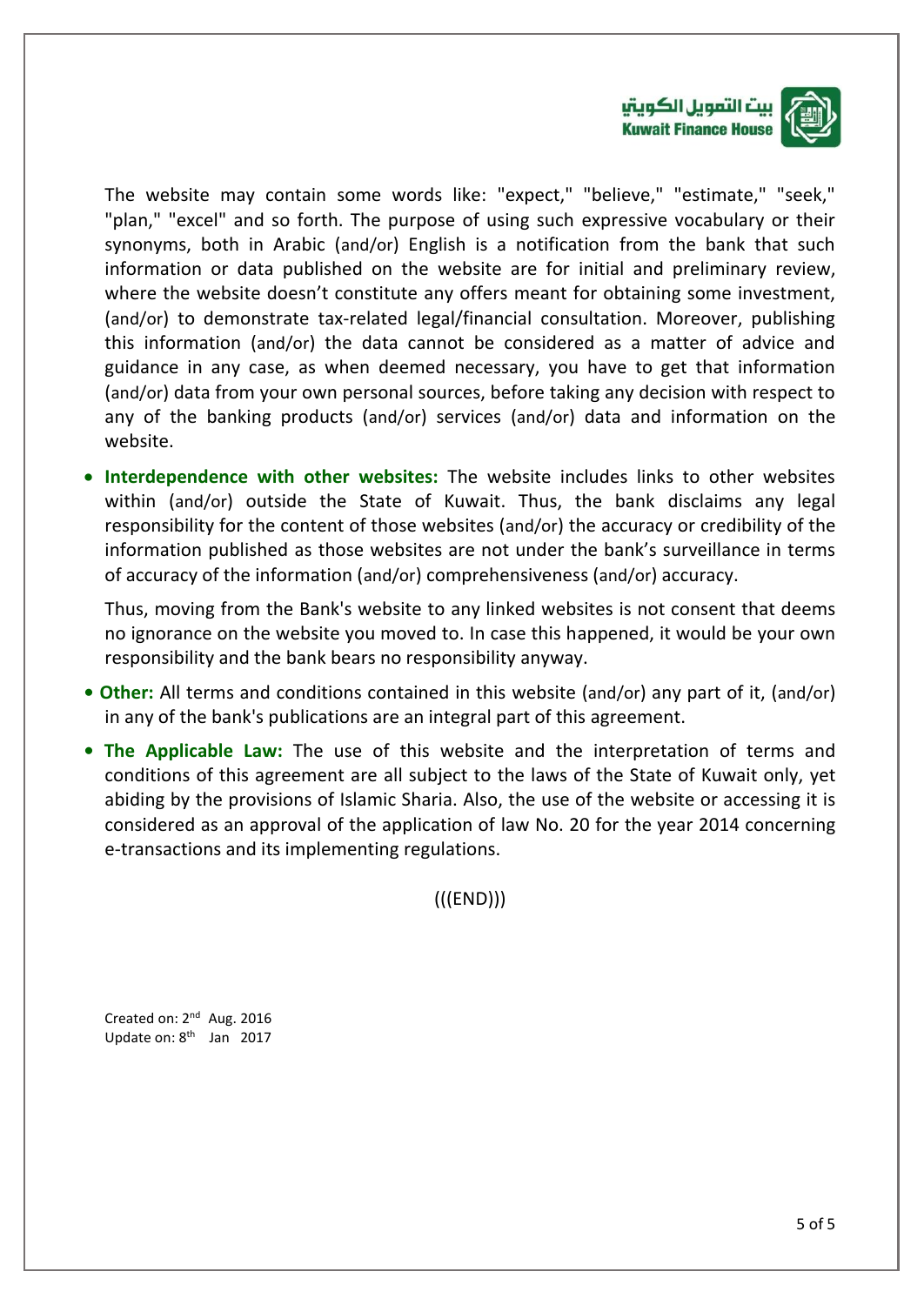The website may contain some words like: "expect," "believe," "estimate," "seek," "plan," "excel" and so forth. The purpose of using such expressive vocabulary or their synonyms, both in Arabic (and/or) English is a notification from the bank that such information or data published on the website are for initial and preliminary review, where the website doesn't constitute any offers meant for obtaining some investment, (and/or) to demonstrate tax-related legal/financial consultation. Moreover, publishing this information (and/or) the data cannot be considered as a matter of advice and guidance in any case, as when deemed necessary, you have to get that information (and/or) data from your own personal sources, before taking any decision with respect to any of the banking products (and/or) services (and/or) data and information on the website.

- **Interdependence with other websites:** The website includes links to other websites within (and/or) outside the State of Kuwait. Thus, the bank disclaims any legal responsibility for the content of those websites (and/or) the accuracy or credibility of the information published as those websites are not under the bank's surveillance in terms of accuracy of the information (and/or) comprehensiveness (and/or) accuracy.

  Thus, moving from the Bank's website to any linked websites is not consent that deems no ignorance on the website you moved to. In case this happened, it would be your own responsibility and the bank bears no responsibility anyway.

- **Other:** All terms and conditions contained in this website (and/or) any part of it, (and/or) in any of the bank's publications are an integral part of this agreement.

- **The Applicable Law:** The use of this website and the interpretation of terms and conditions of this agreement are all subject to the laws of the State of Kuwait only, yet abiding by the provisions of Islamic Sharia. Also, the use of the website or accessing it is considered as an approval of the application of law No. 20 for the year 2014 concerning e-transactions and its implementing regulations.

(((END)))

Created on: 2nd Aug. 2016
Update on: 8th Jan 2017